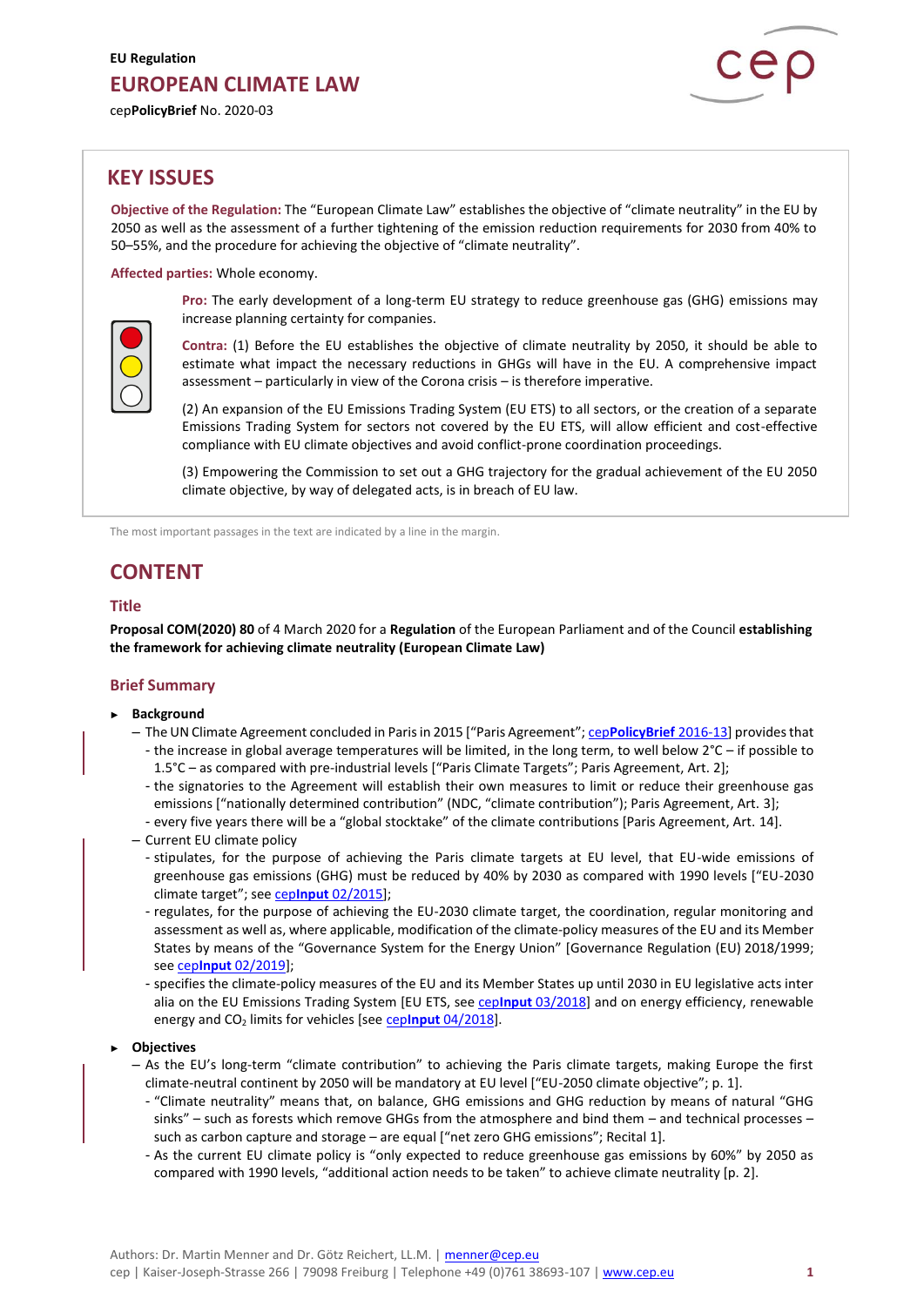EU Regulation

# EUROPEAN CLIMATE LAW

cep**PolicyBrief** No. 2020-03

## KEY ISSUES

**Objective of the Regulation:** The "European Climate Law" establishes the objective of "climate neutrality" in the EU by 2050 as well as the assessment of a further tightening of the emission reduction requirements for 2030 from 40% to 50–55%, and the procedure for achieving the objective of "climate neutrality".

**Affected parties:** Whole economy.

**Pro:** The early development of a long-term EU strategy to reduce greenhouse gas (GHG) emissions may increase planning certainty for companies.

**Contra:** (1) Before the EU establishes the objective of climate neutrality by 2050, it should be able to estimate what impact the necessary reductions in GHGs will have in the EU. A comprehensive impact assessment – particularly in view of the Corona crisis – is therefore imperative.

(2) An expansion of the EU Emissions Trading System (EU ETS) to all sectors, or the creation of a separate Emissions Trading System for sectors not covered by the EU ETS, will allow efficient and cost-effective compliance with EU climate objectives and avoid conflict-prone coordination proceedings.

(3) Empowering the Commission to set out a GHG trajectory for the gradual achievement of the EU 2050 climate objective, by way of delegated acts, is in breach of EU law.

The most important passages in the text are indicated by a line in the margin.

## CONTENT

### Title

**Proposal COM(2020) 80** of 4 March 2020 for a **Regulation** of the European Parliament and of the Council **establishing the framework for achieving climate neutrality (European Climate Law)**

### Brief Summary

- **Background**
  - The UN Climate Agreement concluded in Paris in 2015 ["Paris Agreement"; cep**PolicyBrief** 2016-13] provides that
    - the increase in global average temperatures will be limited, in the long term, to well below 2°C – if possible to 1.5°C – as compared with pre-industrial levels ["Paris Climate Targets"; Paris Agreement, Art. 2];
    - the signatories to the Agreement will establish their own measures to limit or reduce their greenhouse gas emissions ["nationally determined contribution" (NDC, "climate contribution"); Paris Agreement, Art. 3];
    - every five years there will be a "global stocktake" of the climate contributions [Paris Agreement, Art. 14].
  - Current EU climate policy
    - stipulates, for the purpose of achieving the Paris climate targets at EU level, that EU-wide emissions of greenhouse gas emissions (GHG) must be reduced by 40% by 2030 as compared with 1990 levels ["EU-2030 climate target"; see cep**Input** 02/2015];
    - regulates, for the purpose of achieving the EU-2030 climate target, the coordination, regular monitoring and assessment as well as, where applicable, modification of the climate-policy measures of the EU and its Member States by means of the "Governance System for the Energy Union" [Governance Regulation (EU) 2018/1999; see cep**Input** 02/2019];
    - specifies the climate-policy measures of the EU and its Member States up until 2030 in EU legislative acts inter alia on the EU Emissions Trading System [EU ETS, see cep**Input** 03/2018] and on energy efficiency, renewable energy and $CO_2$ limits for vehicles [see cep**Input** 04/2018].
- **Objectives**
  - As the EU's long-term "climate contribution" to achieving the Paris climate targets, making Europe the first climate-neutral continent by 2050 will be mandatory at EU level ["EU-2050 climate objective"; p. 1].
    - "Climate neutrality" means that, on balance, GHG emissions and GHG reduction by means of natural "GHG sinks" – such as forests which remove GHGs from the atmosphere and bind them – and technical processes – such as carbon capture and storage – are equal ["net zero GHG emissions"; Recital 1].
    - As the current EU climate policy is "only expected to reduce greenhouse gas emissions by 60%" by 2050 as compared with 1990 levels, "additional action needs to be taken" to achieve climate neutrality [p. 2].

Authors: Dr. Martin Menner and Dr. Götz Reichert, LL.M. | menner@cep.eu

cep | Kaiser-Joseph-Strasse 266 | 79098 Freiburg | Telephone +49 (0)761 38693-107 | www.cep.eu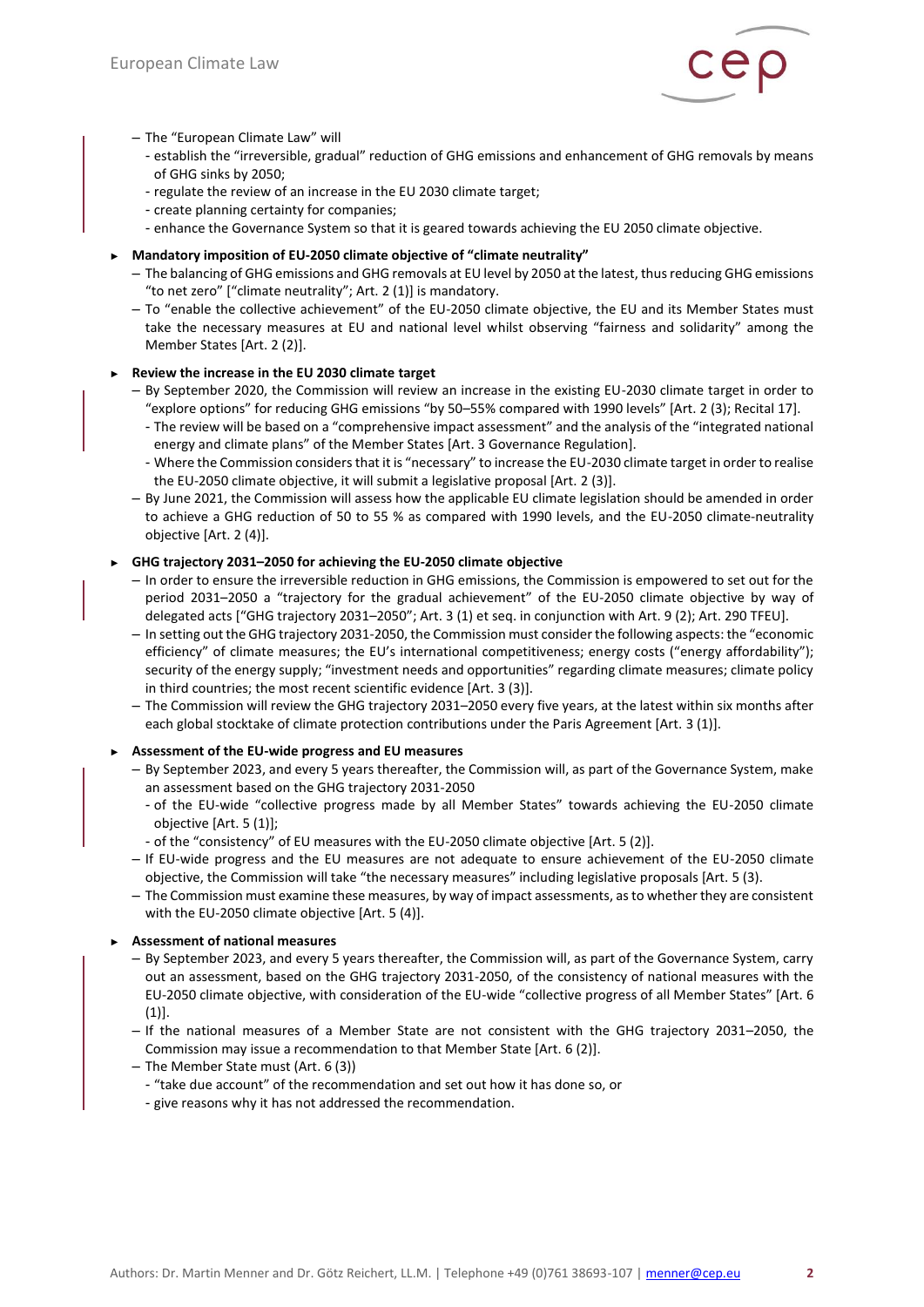– The "European Climate Law" will
  - establish the "irreversible, gradual" reduction of GHG emissions and enhancement of GHG removals by means of GHG sinks by 2050;
  - regulate the review of an increase in the EU 2030 climate target;
  - create planning certainty for companies;
  - enhance the Governance System so that it is geared towards achieving the EU 2050 climate objective.

► **Mandatory imposition of EU-2050 climate objective of "climate neutrality"**

– The balancing of GHG emissions and GHG removals at EU level by 2050 at the latest, thus reducing GHG emissions "to net zero" ["climate neutrality"; Art. 2 (1)] is mandatory.

– To "enable the collective achievement" of the EU-2050 climate objective, the EU and its Member States must take the necessary measures at EU and national level whilst observing "fairness and solidarity" among the Member States [Art. 2 (2)].

► **Review the increase in the EU 2030 climate target**

– By September 2020, the Commission will review an increase in the existing EU-2030 climate target in order to "explore options" for reducing GHG emissions "by 50–55% compared with 1990 levels" [Art. 2 (3); Recital 17].
  - The review will be based on a "comprehensive impact assessment" and the analysis of the "integrated national energy and climate plans" of the Member States [Art. 3 Governance Regulation].
  - Where the Commission considers that it is "necessary" to increase the EU-2030 climate target in order to realise the EU-2050 climate objective, it will submit a legislative proposal [Art. 2 (3)].

– By June 2021, the Commission will assess how the applicable EU climate legislation should be amended in order to achieve a GHG reduction of 50 to 55 % as compared with 1990 levels, and the EU-2050 climate-neutrality objective [Art. 2 (4)].

► **GHG trajectory 2031–2050 for achieving the EU-2050 climate objective**

– In order to ensure the irreversible reduction in GHG emissions, the Commission is empowered to set out for the period 2031–2050 a "trajectory for the gradual achievement" of the EU-2050 climate objective by way of delegated acts ["GHG trajectory 2031–2050"; Art. 3 (1) et seq. in conjunction with Art. 9 (2); Art. 290 TFEU].

– In setting out the GHG trajectory 2031-2050, the Commission must consider the following aspects: the "economic efficiency" of climate measures; the EU's international competitiveness; energy costs ("energy affordability"); security of the energy supply; "investment needs and opportunities" regarding climate measures; climate policy in third countries; the most recent scientific evidence [Art. 3 (3)].

– The Commission will review the GHG trajectory 2031–2050 every five years, at the latest within six months after each global stocktake of climate protection contributions under the Paris Agreement [Art. 3 (1)].

► **Assessment of the EU-wide progress and EU measures**

– By September 2023, and every 5 years thereafter, the Commission will, as part of the Governance System, make an assessment based on the GHG trajectory 2031-2050
  - of the EU-wide "collective progress made by all Member States" towards achieving the EU-2050 climate objective [Art. 5 (1)];
  - of the "consistency" of EU measures with the EU-2050 climate objective [Art. 5 (2)].

– If EU-wide progress and the EU measures are not adequate to ensure achievement of the EU-2050 climate objective, the Commission will take "the necessary measures" including legislative proposals [Art. 5 (3).

– The Commission must examine these measures, by way of impact assessments, as to whether they are consistent with the EU-2050 climate objective [Art. 5 (4)].

► **Assessment of national measures**

– By September 2023, and every 5 years thereafter, the Commission will, as part of the Governance System, carry out an assessment, based on the GHG trajectory 2031-2050, of the consistency of national measures with the EU-2050 climate objective, with consideration of the EU-wide "collective progress of all Member States" [Art. 6 (1)].

– If the national measures of a Member State are not consistent with the GHG trajectory 2031–2050, the Commission may issue a recommendation to that Member State [Art. 6 (2)].

– The Member State must (Art. 6 (3))
  - "take due account" of the recommendation and set out how it has done so, or
  - give reasons why it has not addressed the recommendation.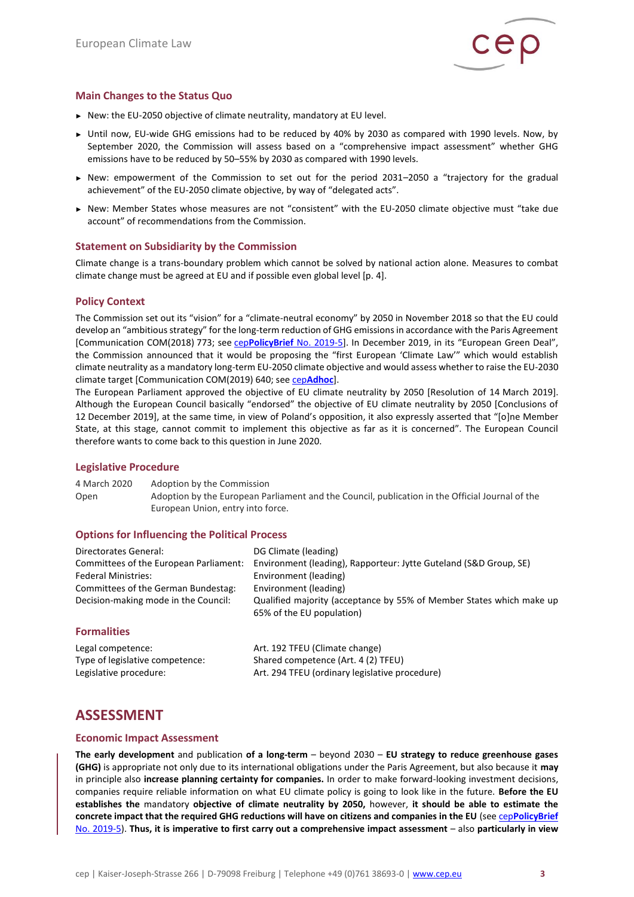## Main Changes to the Status Quo

- New: the EU-2050 objective of climate neutrality, mandatory at EU level.
- Until now, EU-wide GHG emissions had to be reduced by 40% by 2030 as compared with 1990 levels. Now, by September 2020, the Commission will assess based on a "comprehensive impact assessment" whether GHG emissions have to be reduced by 50–55% by 2030 as compared with 1990 levels.
- New: empowerment of the Commission to set out for the period 2031–2050 a "trajectory for the gradual achievement" of the EU-2050 climate objective, by way of "delegated acts".
- New: Member States whose measures are not "consistent" with the EU-2050 climate objective must "take due account" of recommendations from the Commission.

## Statement on Subsidiarity by the Commission

Climate change is a trans-boundary problem which cannot be solved by national action alone. Measures to combat climate change must be agreed at EU and if possible even global level [p. 4].

## Policy Context

The Commission set out its "vision" for a "climate-neutral economy" by 2050 in November 2018 so that the EU could develop an "ambitious strategy" for the long-term reduction of GHG emissions in accordance with the Paris Agreement [Communication COM(2018) 773; see cep**PolicyBrief** No. 2019-5]. In December 2019, in its "European Green Deal", the Commission announced that it would be proposing the "first European 'Climate Law'" which would establish climate neutrality as a mandatory long-term EU-2050 climate objective and would assess whether to raise the EU-2030 climate target [Communication COM(2019) 640; see cep**Adhoc**].

The European Parliament approved the objective of EU climate neutrality by 2050 [Resolution of 14 March 2019]. Although the European Council basically "endorsed" the objective of EU climate neutrality by 2050 [Conclusions of 12 December 2019], at the same time, in view of Poland's opposition, it also expressly asserted that "[o]ne Member State, at this stage, cannot commit to implement this objective as far as it is concerned". The European Council therefore wants to come back to this question in June 2020.

## Legislative Procedure

| | |
|---|---|
| 4 March 2020 | Adoption by the Commission |
| Open | Adoption by the European Parliament and the Council, publication in the Official Journal of the European Union, entry into force. |

## Options for Influencing the Political Process

| | |
|---|---|
| Directorates General: | DG Climate (leading) |
| Committees of the European Parliament: | Environment (leading), Rapporteur: Jytte Guteland (S&D Group, SE) |
| Federal Ministries: | Environment (leading) |
| Committees of the German Bundestag: | Environment (leading) |
| Decision-making mode in the Council: | Qualified majority (acceptance by 55% of Member States which make up 65% of the EU population) |

## Formalities

| | |
|---|---|
| Legal competence: | Art. 192 TFEU (Climate change) |
| Type of legislative competence: | Shared competence (Art. 4 (2) TFEU) |
| Legislative procedure: | Art. 294 TFEU (ordinary legislative procedure) |

# ASSESSMENT

## Economic Impact Assessment

**The early development** and publication **of a long-term** – beyond 2030 – **EU strategy to reduce greenhouse gases (GHG)** is appropriate not only due to its international obligations under the Paris Agreement, but also because it **may** in principle also **increase planning certainty for companies.** In order to make forward-looking investment decisions, companies require reliable information on what EU climate policy is going to look like in the future. **Before the EU establishes the** mandatory **objective of climate neutrality by 2050,** however, **it should be able to estimate the concrete impact that the required GHG reductions will have on citizens and companies in the EU** (see cep**PolicyBrief** No. 2019-5). **Thus, it is imperative to first carry out a comprehensive impact assessment** – also **particularly in view**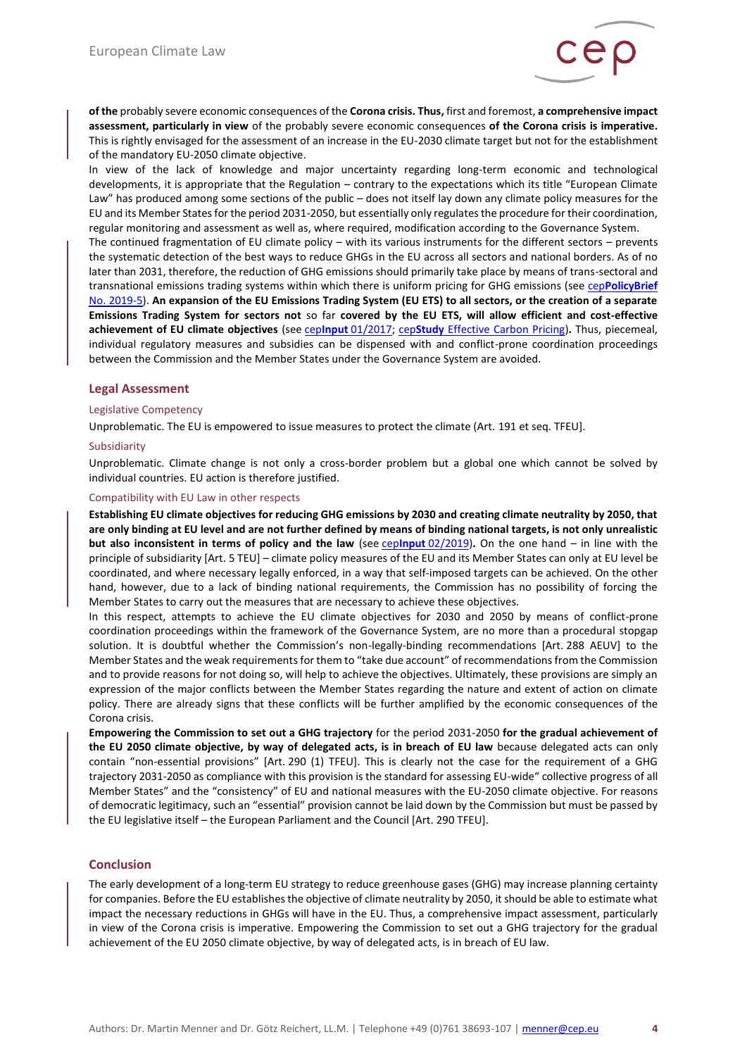**of the** probably severe economic consequences of the **Corona crisis. Thus,** first and foremost, **a comprehensive impact assessment, particularly in view** of the probably severe economic consequences **of the Corona crisis is imperative.** This is rightly envisaged for the assessment of an increase in the EU-2030 climate target but not for the establishment of the mandatory EU-2050 climate objective.

In view of the lack of knowledge and major uncertainty regarding long-term economic and technological developments, it is appropriate that the Regulation – contrary to the expectations which its title "European Climate Law" has produced among some sections of the public – does not itself lay down any climate policy measures for the EU and its Member States for the period 2031-2050, but essentially only regulates the procedure for their coordination, regular monitoring and assessment as well as, where required, modification according to the Governance System.

The continued fragmentation of EU climate policy – with its various instruments for the different sectors – prevents the systematic detection of the best ways to reduce GHGs in the EU across all sectors and national borders. As of no later than 2031, therefore, the reduction of GHG emissions should primarily take place by means of trans-sectoral and transnational emissions trading systems within which there is uniform pricing for GHG emissions (see cep**PolicyBrief** No. 2019-5). **An expansion of the EU Emissions Trading System (EU ETS) to all sectors, or the creation of a separate Emissions Trading System for sectors not** so far **covered by the EU ETS, will allow efficient and cost-effective achievement of EU climate objectives** (see cep**Input** 01/2017; cep**Study** Effective Carbon Pricing)**.** Thus, piecemeal, individual regulatory measures and subsidies can be dispensed with and conflict-prone coordination proceedings between the Commission and the Member States under the Governance System are avoided.

## Legal Assessment

### Legislative Competency

Unproblematic. The EU is empowered to issue measures to protect the climate (Art. 191 et seq. TFEU].

### Subsidiarity

Unproblematic. Climate change is not only a cross-border problem but a global one which cannot be solved by individual countries. EU action is therefore justified.

### Compatibility with EU Law in other respects

**Establishing EU climate objectives for reducing GHG emissions by 2030 and creating climate neutrality by 2050, that are only binding at EU level and are not further defined by means of binding national targets, is not only unrealistic but also inconsistent in terms of policy and the law** (see cep**Input** 02/2019)**.** On the one hand – in line with the principle of subsidiarity [Art. 5 TEU] – climate policy measures of the EU and its Member States can only at EU level be coordinated, and where necessary legally enforced, in a way that self-imposed targets can be achieved. On the other hand, however, due to a lack of binding national requirements, the Commission has no possibility of forcing the Member States to carry out the measures that are necessary to achieve these objectives.

In this respect, attempts to achieve the EU climate objectives for 2030 and 2050 by means of conflict-prone coordination proceedings within the framework of the Governance System, are no more than a procedural stopgap solution. It is doubtful whether the Commission's non-legally-binding recommendations [Art. 288 AEUV] to the Member States and the weak requirements for them to "take due account" of recommendations from the Commission and to provide reasons for not doing so, will help to achieve the objectives. Ultimately, these provisions are simply an expression of the major conflicts between the Member States regarding the nature and extent of action on climate policy. There are already signs that these conflicts will be further amplified by the economic consequences of the Corona crisis.

**Empowering the Commission to set out a GHG trajectory** for the period 2031-2050 **for the gradual achievement of the EU 2050 climate objective, by way of delegated acts, is in breach of EU law** because delegated acts can only contain "non-essential provisions" [Art. 290 (1) TFEU]. This is clearly not the case for the requirement of a GHG trajectory 2031-2050 as compliance with this provision is the standard for assessing EU-wide" collective progress of all Member States" and the "consistency" of EU and national measures with the EU-2050 climate objective. For reasons of democratic legitimacy, such an "essential" provision cannot be laid down by the Commission but must be passed by the EU legislative itself – the European Parliament and the Council [Art. 290 TFEU].

## Conclusion

The early development of a long-term EU strategy to reduce greenhouse gases (GHG) may increase planning certainty for companies. Before the EU establishes the objective of climate neutrality by 2050, it should be able to estimate what impact the necessary reductions in GHGs will have in the EU. Thus, a comprehensive impact assessment, particularly in view of the Corona crisis is imperative. Empowering the Commission to set out a GHG trajectory for the gradual achievement of the EU 2050 climate objective, by way of delegated acts, is in breach of EU law.

Authors: Dr. Martin Menner and Dr. Götz Reichert, LL.M. | Telephone +49 (0)761 38693-107 | menner@cep.eu